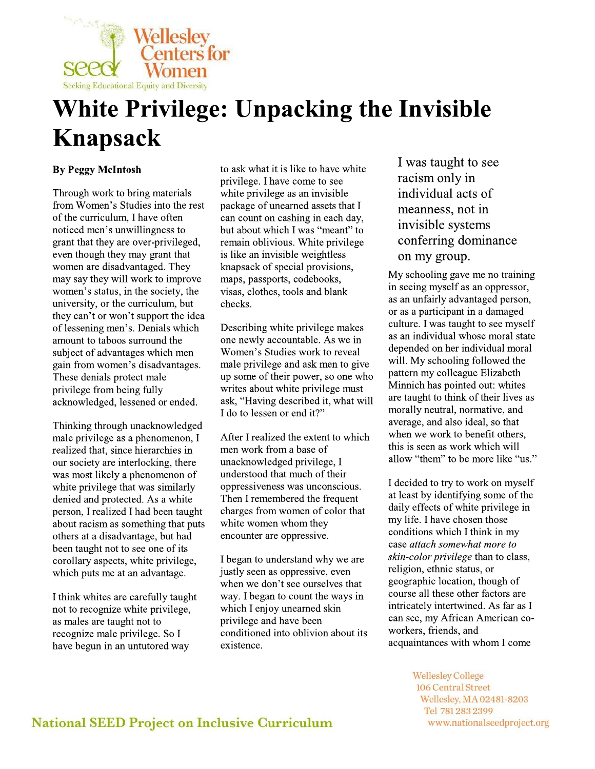# White Privilege: Unpacking the Invisible Knapsack

**By Peggy McIntosh**

Through work to bring materials from Women's Studies into the rest of the curriculum, I have often noticed men's unwillingness to grant that they are over-privileged, even though they may grant that women are disadvantaged. They may say they will work to improve women's status, in the society, the university, or the curriculum, but they can't or won't support the idea of lessening men's. Denials which amount to taboos surround the subject of advantages which men gain from women's disadvantages. These denials protect male privilege from being fully acknowledged, lessened or ended.

Thinking through unacknowledged male privilege as a phenomenon, I realized that, since hierarchies in our society are interlocking, there was most likely a phenomenon of white privilege that was similarly denied and protected. As a white person, I realized I had been taught about racism as something that puts others at a disadvantage, but had been taught not to see one of its corollary aspects, white privilege, which puts me at an advantage.

I think whites are carefully taught not to recognize white privilege, as males are taught not to recognize male privilege. So I have begun in an untutored way to ask what it is like to have white privilege. I have come to see white privilege as an invisible package of unearned assets that I can count on cashing in each day, but about which I was "meant" to remain oblivious. White privilege is like an invisible weightless knapsack of special provisions, maps, passports, codebooks, visas, clothes, tools and blank checks.

Describing white privilege makes one newly accountable. As we in Women's Studies work to reveal male privilege and ask men to give up some of their power, so one who writes about white privilege must ask, "Having described it, what will I do to lessen or end it?"

After I realized the extent to which men work from a base of unacknowledged privilege, I understood that much of their oppressiveness was unconscious. Then I remembered the frequent charges from women of color that white women whom they encounter are oppressive.

I began to understand why we are justly seen as oppressive, even when we don't see ourselves that way. I began to count the ways in which I enjoy unearned skin privilege and have been conditioned into oblivion about its existence.

> I was taught to see racism only in individual acts of meanness, not in invisible systems conferring dominance on my group.

My schooling gave me no training in seeing myself as an oppressor, as an unfairly advantaged person, or as a participant in a damaged culture. I was taught to see myself as an individual whose moral state depended on her individual moral will. My schooling followed the pattern my colleague Elizabeth Minnich has pointed out: whites are taught to think of their lives as morally neutral, normative, and average, and also ideal, so that when we work to benefit others, this is seen as work which will allow "them" to be more like "us."

I decided to try to work on myself at least by identifying some of the daily effects of white privilege in my life. I have chosen those conditions which I think in my case *attach somewhat more to skin-color privilege* than to class, religion, ethnic status, or geographic location, though of course all these other factors are intricately intertwined. As far as I can see, my African American co-workers, friends, and acquaintances with whom I come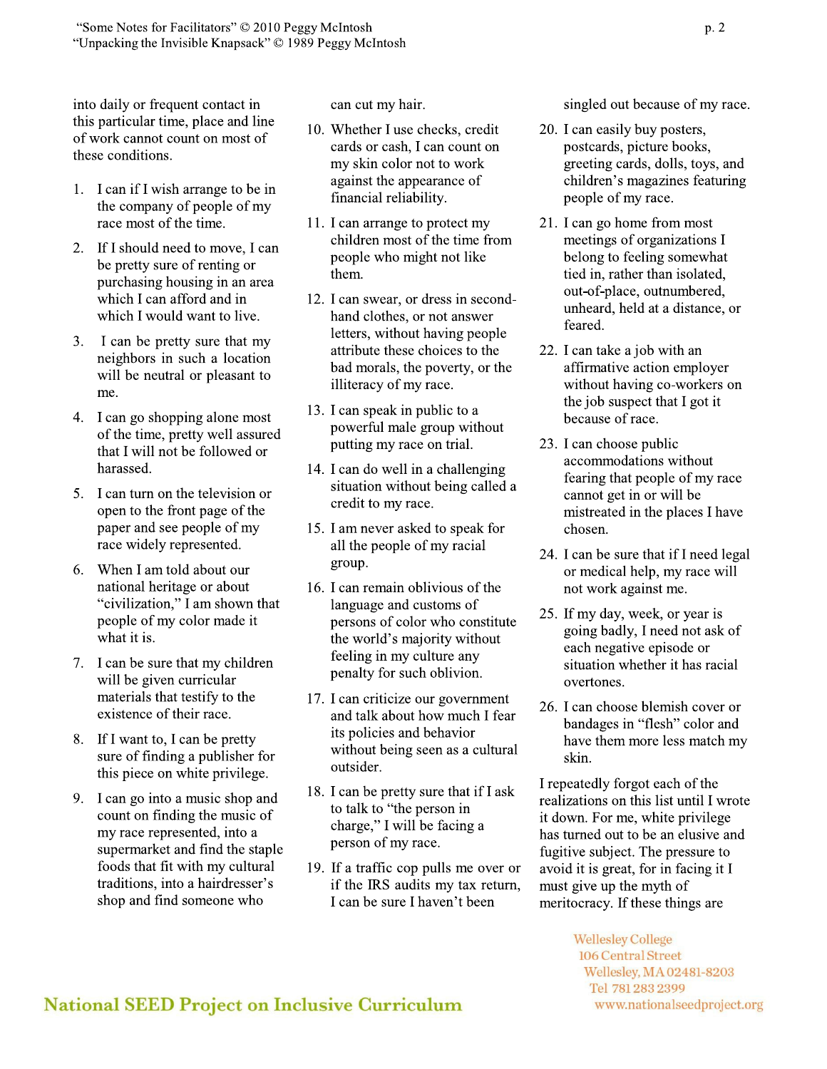into daily or frequent contact in this particular time, place and line of work cannot count on most of these conditions.

1. I can if I wish arrange to be in the company of people of my race most of the time.
2. If I should need to move, I can be pretty sure of renting or purchasing housing in an area which I can afford and in which I would want to live.
3. I can be pretty sure that my neighbors in such a location will be neutral or pleasant to me.
4. I can go shopping alone most of the time, pretty well assured that I will not be followed or harassed.
5. I can turn on the television or open to the front page of the paper and see people of my race widely represented.
6. When I am told about our national heritage or about "civilization," I am shown that people of my color made it what it is.
7. I can be sure that my children will be given curricular materials that testify to the existence of their race.
8. If I want to, I can be pretty sure of finding a publisher for this piece on white privilege.
9. I can go into a music shop and count on finding the music of my race represented, into a supermarket and find the staple foods that fit with my cultural traditions, into a hairdresser's shop and find someone who can cut my hair.
10. Whether I use checks, credit cards or cash, I can count on my skin color not to work against the appearance of financial reliability.
11. I can arrange to protect my children most of the time from people who might not like them.
12. I can swear, or dress in second-hand clothes, or not answer letters, without having people attribute these choices to the bad morals, the poverty, or the illiteracy of my race.
13. I can speak in public to a powerful male group without putting my race on trial.
14. I can do well in a challenging situation without being called a credit to my race.
15. I am never asked to speak for all the people of my racial group.
16. I can remain oblivious of the language and customs of persons of color who constitute the world's majority without feeling in my culture any penalty for such oblivion.
17. I can criticize our government and talk about how much I fear its policies and behavior without being seen as a cultural outsider.
18. I can be pretty sure that if I ask to talk to "the person in charge," I will be facing a person of my race.
19. If a traffic cop pulls me over or if the IRS audits my tax return, I can be sure I haven't been singled out because of my race.
20. I can easily buy posters, postcards, picture books, greeting cards, dolls, toys, and children's magazines featuring people of my race.
21. I can go home from most meetings of organizations I belong to feeling somewhat tied in, rather than isolated, out-of-place, outnumbered, unheard, held at a distance, or feared.
22. I can take a job with an affirmative action employer without having co-workers on the job suspect that I got it because of race.
23. I can choose public accommodations without fearing that people of my race cannot get in or will be mistreated in the places I have chosen.
24. I can be sure that if I need legal or medical help, my race will not work against me.
25. If my day, week, or year is going badly, I need not ask of each negative episode or situation whether it has racial overtones.
26. I can choose blemish cover or bandages in "flesh" color and have them more less match my skin.

I repeatedly forgot each of the realizations on this list until I wrote it down. For me, white privilege has turned out to be an elusive and fugitive subject. The pressure to avoid it is great, for in facing it I must give up the myth of meritocracy. If these things are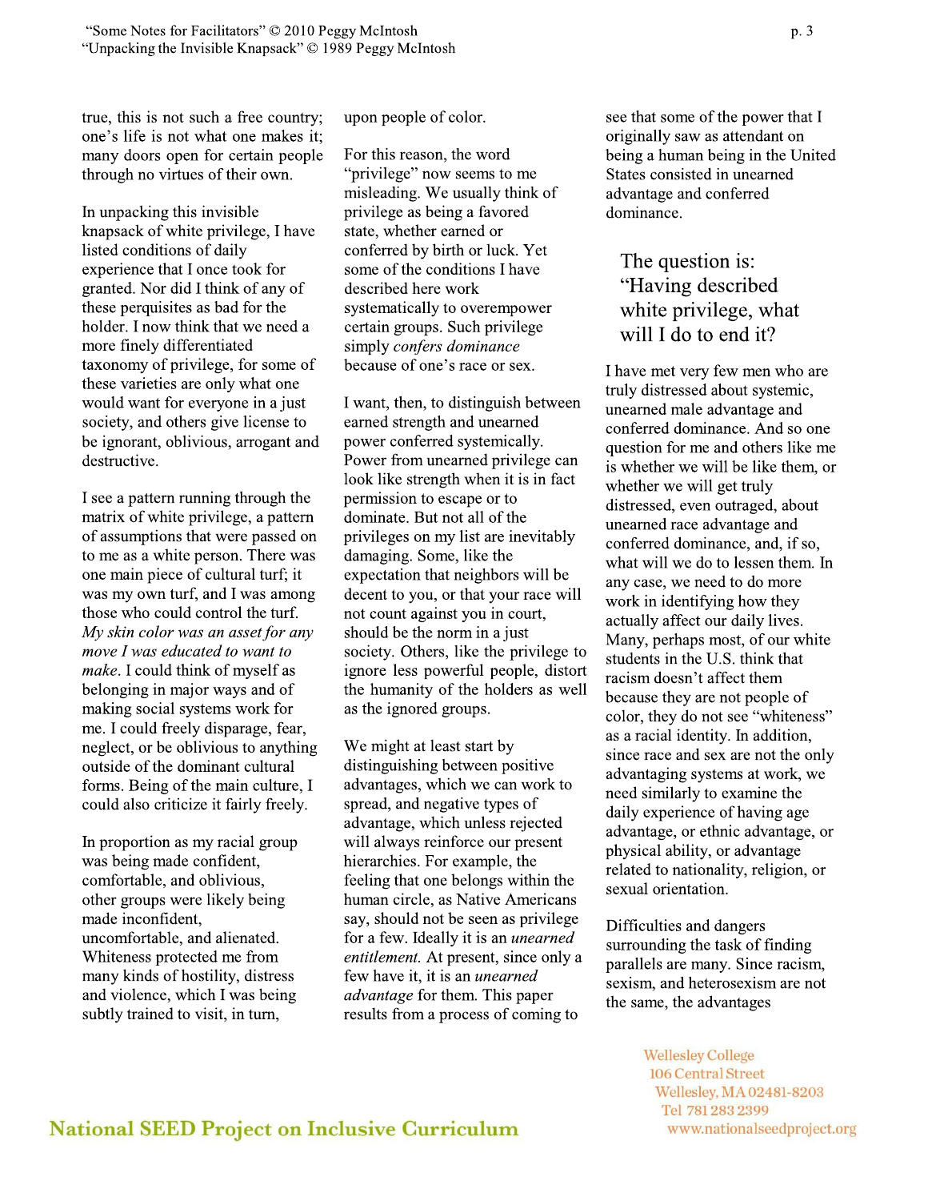true, this is not such a free country; one's life is not what one makes it; many doors open for certain people through no virtues of their own.

In unpacking this invisible knapsack of white privilege, I have listed conditions of daily experience that I once took for granted. Nor did I think of any of these perquisites as bad for the holder. I now think that we need a more finely differentiated taxonomy of privilege, for some of these varieties are only what one would want for everyone in a just society, and others give license to be ignorant, oblivious, arrogant and destructive.

I see a pattern running through the matrix of white privilege, a pattern of assumptions that were passed on to me as a white person. There was one main piece of cultural turf; it was my own turf, and I was among those who could control the turf. *My skin color was an asset for any move I was educated to want to make*. I could think of myself as belonging in major ways and of making social systems work for me. I could freely disparage, fear, neglect, or be oblivious to anything outside of the dominant cultural forms. Being of the main culture, I could also criticize it fairly freely.

In proportion as my racial group was being made confident, comfortable, and oblivious, other groups were likely being made inconfident, uncomfortable, and alienated. Whiteness protected me from many kinds of hostility, distress and violence, which I was being subtly trained to visit, in turn, upon people of color.

For this reason, the word "privilege" now seems to me misleading. We usually think of privilege as being a favored state, whether earned or conferred by birth or luck. Yet some of the conditions I have described here work systematically to overempower certain groups. Such privilege simply *confers dominance* because of one's race or sex.

I want, then, to distinguish between earned strength and unearned power conferred systemically. Power from unearned privilege can look like strength when it is in fact permission to escape or to dominate. But not all of the privileges on my list are inevitably damaging. Some, like the expectation that neighbors will be decent to you, or that your race will not count against you in court, should be the norm in a just society. Others, like the privilege to ignore less powerful people, distort the humanity of the holders as well as the ignored groups.

We might at least start by distinguishing between positive advantages, which we can work to spread, and negative types of advantage, which unless rejected will always reinforce our present hierarchies. For example, the feeling that one belongs within the human circle, as Native Americans say, should not be seen as privilege for a few. Ideally it is an *unearned entitlement.* At present, since only a few have it, it is an *unearned advantage* for them. This paper results from a process of coming to see that some of the power that I originally saw as attendant on being a human being in the United States consisted in unearned advantage and conferred dominance.

> The question is: "Having described white privilege, what will I do to end it?

I have met very few men who are truly distressed about systemic, unearned male advantage and conferred dominance. And so one question for me and others like me is whether we will be like them, or whether we will get truly distressed, even outraged, about unearned race advantage and conferred dominance, and, if so, what will we do to lessen them. In any case, we need to do more work in identifying how they actually affect our daily lives. Many, perhaps most, of our white students in the U.S. think that racism doesn't affect them because they are not people of color, they do not see "whiteness" as a racial identity. In addition, since race and sex are not the only advantaging systems at work, we need similarly to examine the daily experience of having age advantage, or ethnic advantage, or physical ability, or advantage related to nationality, religion, or sexual orientation.

Difficulties and dangers surrounding the task of finding parallels are many. Since racism, sexism, and heterosexism are not the same, the advantages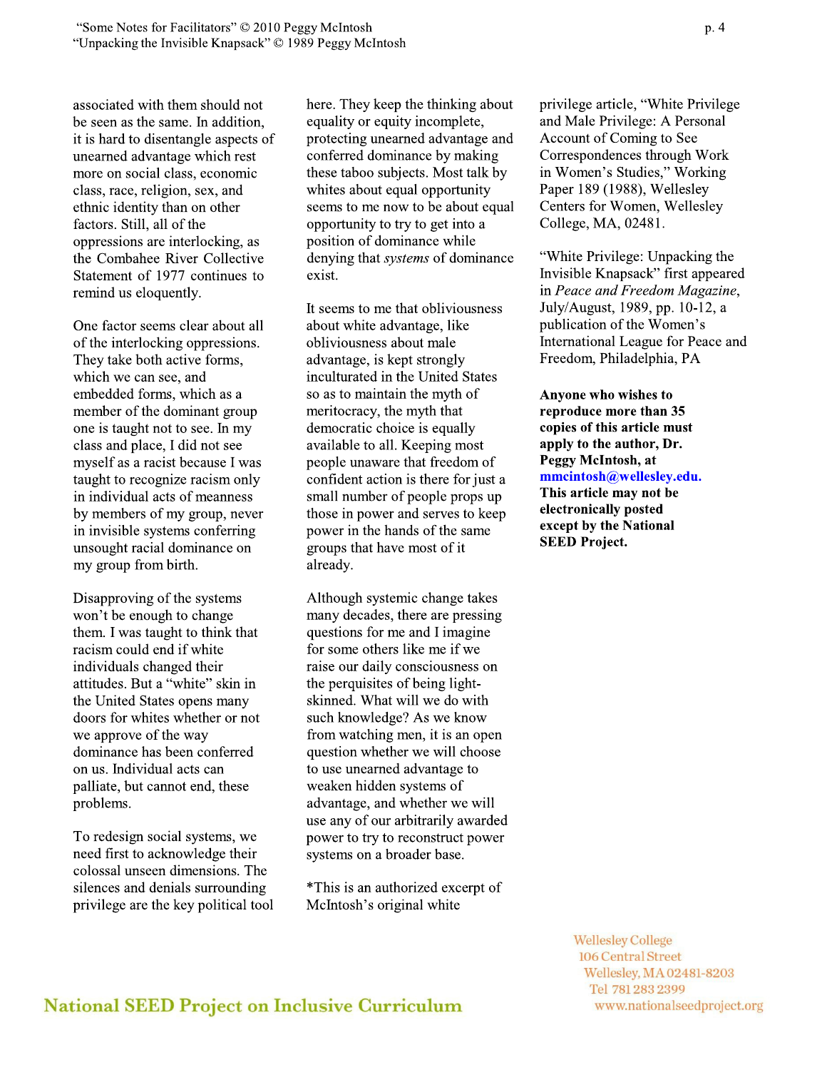associated with them should not be seen as the same. In addition, it is hard to disentangle aspects of unearned advantage which rest more on social class, economic class, race, religion, sex, and ethnic identity than on other factors. Still, all of the oppressions are interlocking, as the Combahee River Collective Statement of 1977 continues to remind us eloquently.

One factor seems clear about all of the interlocking oppressions. They take both active forms, which we can see, and embedded forms, which as a member of the dominant group one is taught not to see. In my class and place, I did not see myself as a racist because I was taught to recognize racism only in individual acts of meanness by members of my group, never in invisible systems conferring unsought racial dominance on my group from birth.

Disapproving of the systems won't be enough to change them. I was taught to think that racism could end if white individuals changed their attitudes. But a "white" skin in the United States opens many doors for whites whether or not we approve of the way dominance has been conferred on us. Individual acts can palliate, but cannot end, these problems.

To redesign social systems, we need first to acknowledge their colossal unseen dimensions. The silences and denials surrounding privilege are the key political tool here. They keep the thinking about equality or equity incomplete, protecting unearned advantage and conferred dominance by making these taboo subjects. Most talk by whites about equal opportunity seems to me now to be about equal opportunity to try to get into a position of dominance while denying that *systems* of dominance exist.

It seems to me that obliviousness about white advantage, like obliviousness about male advantage, is kept strongly inculturated in the United States so as to maintain the myth of meritocracy, the myth that democratic choice is equally available to all. Keeping most people unaware that freedom of confident action is there for just a small number of people props up those in power and serves to keep power in the hands of the same groups that have most of it already.

Although systemic change takes many decades, there are pressing questions for me and I imagine for some others like me if we raise our daily consciousness on the perquisites of being light-skinned. What will we do with such knowledge? As we know from watching men, it is an open question whether we will choose to use unearned advantage to weaken hidden systems of advantage, and whether we will use any of our arbitrarily awarded power to try to reconstruct power systems on a broader base.

*This is an authorized excerpt of McIntosh's original white privilege article, "White Privilege and Male Privilege: A Personal Account of Coming to See Correspondences through Work in Women's Studies," Working Paper 189 (1988), Wellesley Centers for Women, Wellesley College, MA, 02481.

"White Privilege: Unpacking the Invisible Knapsack" first appeared in *Peace and Freedom Magazine*, July/August, 1989, pp. 10-12, a publication of the Women's International League for Peace and Freedom, Philadelphia, PA

**Anyone who wishes to reproduce more than 35 copies of this article must apply to the author, Dr. Peggy McIntosh, at mmcintosh@wellesley.edu. This article may not be electronically posted except by the National SEED Project.**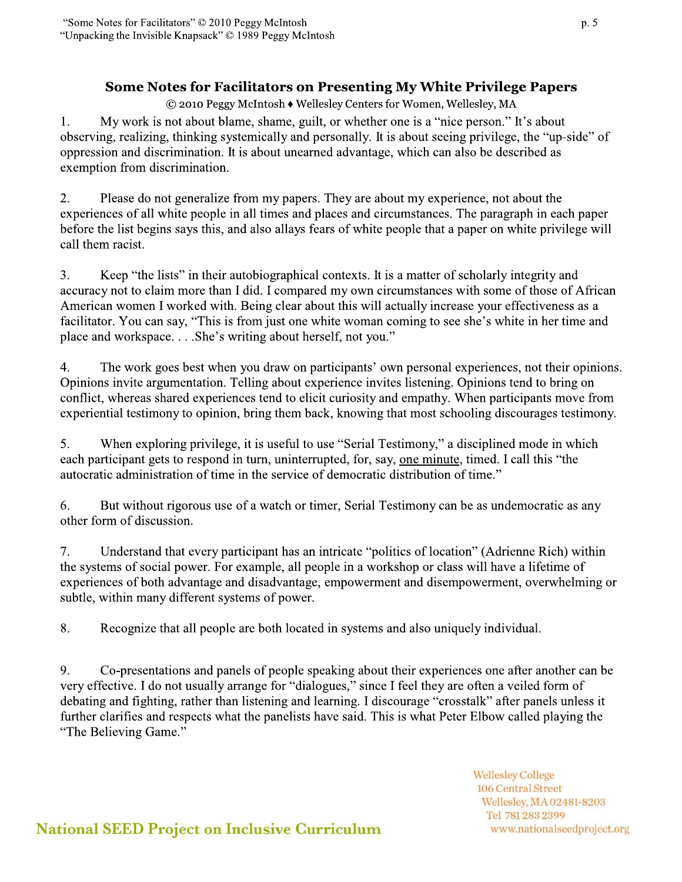## Some Notes for Facilitators on Presenting My White Privilege Papers

© 2010 Peggy McIntosh ♦ Wellesley Centers for Women, Wellesley, MA

1. My work is not about blame, shame, guilt, or whether one is a "nice person." It's about observing, realizing, thinking systemically and personally. It is about seeing privilege, the "up-side" of oppression and discrimination. It is about unearned advantage, which can also be described as exemption from discrimination.

2. Please do not generalize from my papers. They are about my experience, not about the experiences of all white people in all times and places and circumstances. The paragraph in each paper before the list begins says this, and also allays fears of white people that a paper on white privilege will call them racist.

3. Keep "the lists" in their autobiographical contexts. It is a matter of scholarly integrity and accuracy not to claim more than I did. I compared my own circumstances with some of those of African American women I worked with. Being clear about this will actually increase your effectiveness as a facilitator. You can say, "This is from just one white woman coming to see she's white in her time and place and workspace. . . .She's writing about herself, not you."

4. The work goes best when you draw on participants' own personal experiences, not their opinions. Opinions invite argumentation. Telling about experience invites listening. Opinions tend to bring on conflict, whereas shared experiences tend to elicit curiosity and empathy. When participants move from experiential testimony to opinion, bring them back, knowing that most schooling discourages testimony.

5. When exploring privilege, it is useful to use "Serial Testimony," a disciplined mode in which each participant gets to respond in turn, uninterrupted, for, say, <u>one minute</u>, timed. I call this "the autocratic administration of time in the service of democratic distribution of time."

6. But without rigorous use of a watch or timer, Serial Testimony can be as undemocratic as any other form of discussion.

7. Understand that every participant has an intricate "politics of location" (Adrienne Rich) within the systems of social power. For example, all people in a workshop or class will have a lifetime of experiences of both advantage and disadvantage, empowerment and disempowerment, overwhelming or subtle, within many different systems of power.

8. Recognize that all people are both located in systems and also uniquely individual.

9. Co-presentations and panels of people speaking about their experiences one after another can be very effective. I do not usually arrange for "dialogues," since I feel they are often a veiled form of debating and fighting, rather than listening and learning. I discourage "crosstalk" after panels unless it further clarifies and respects what the panelists have said. This is what Peter Elbow called playing the "The Believing Game."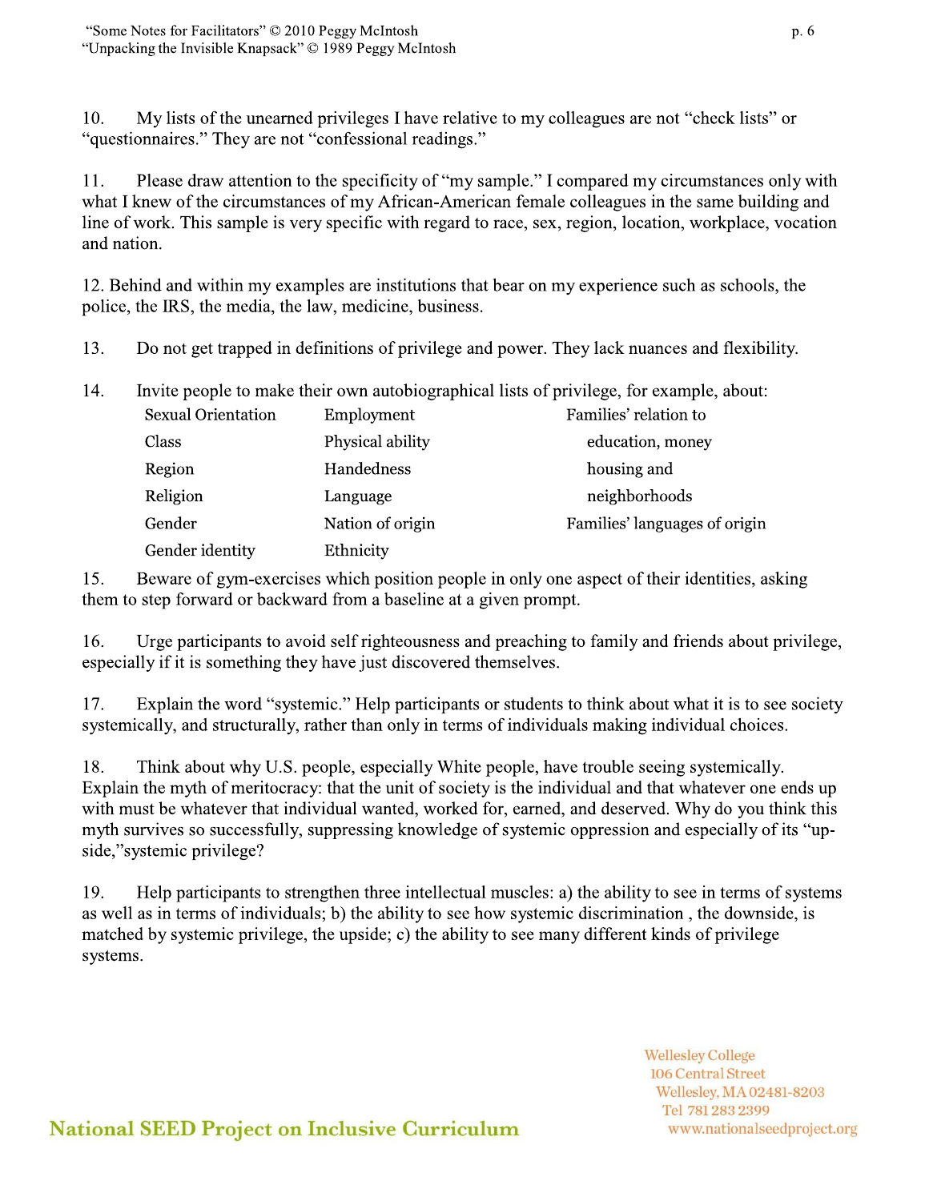10. My lists of the unearned privileges I have relative to my colleagues are not "check lists" or "questionnaires." They are not "confessional readings."

11. Please draw attention to the specificity of "my sample." I compared my circumstances only with what I knew of the circumstances of my African-American female colleagues in the same building and line of work. This sample is very specific with regard to race, sex, region, location, workplace, vocation and nation.

12. Behind and within my examples are institutions that bear on my experience such as schools, the police, the IRS, the media, the law, medicine, business.

13. Do not get trapped in definitions of privilege and power. They lack nuances and flexibility.

14. Invite people to make their own autobiographical lists of privilege, for example, about:

| | | |
|---|---|---|
| Sexual Orientation | Employment | Families' relation to |
| Class | Physical ability | education, money |
| Region | Handedness | housing and |
| Religion | Language | neighborhoods |
| Gender | Nation of origin | Families' languages of origin |
| Gender identity | Ethnicity | |

15. Beware of gym-exercises which position people in only one aspect of their identities, asking them to step forward or backward from a baseline at a given prompt.

16. Urge participants to avoid self righteousness and preaching to family and friends about privilege, especially if it is something they have just discovered themselves.

17. Explain the word "systemic." Help participants or students to think about what it is to see society systemically, and structurally, rather than only in terms of individuals making individual choices.

18. Think about why U.S. people, especially White people, have trouble seeing systemically. Explain the myth of meritocracy: that the unit of society is the individual and that whatever one ends up with must be whatever that individual wanted, worked for, earned, and deserved. Why do you think this myth survives so successfully, suppressing knowledge of systemic oppression and especially of its "up-side,"systemic privilege?

19. Help participants to strengthen three intellectual muscles: a) the ability to see in terms of systems as well as in terms of individuals; b) the ability to see how systemic discrimination , the downside, is matched by systemic privilege, the upside; c) the ability to see many different kinds of privilege systems.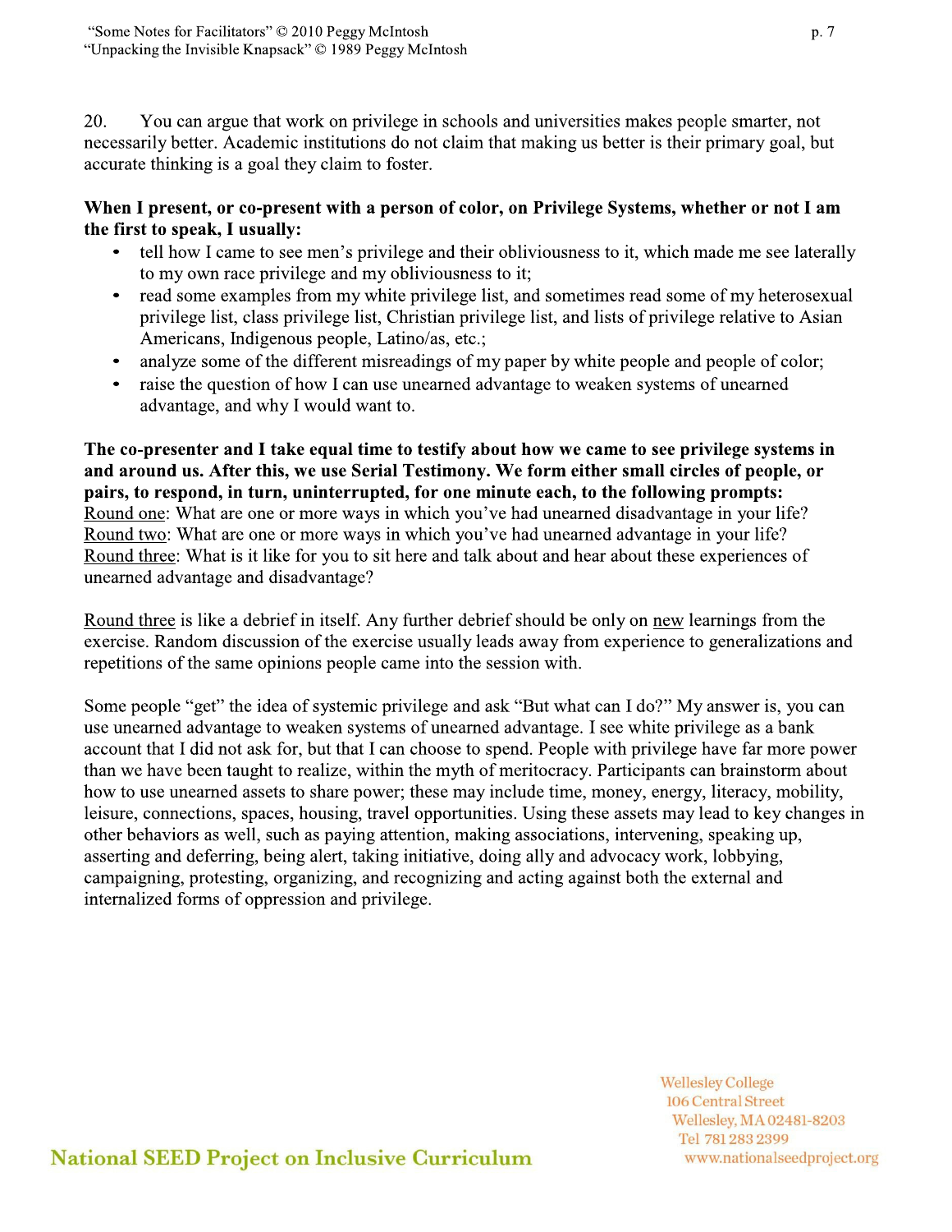20. You can argue that work on privilege in schools and universities makes people smarter, not necessarily better. Academic institutions do not claim that making us better is their primary goal, but accurate thinking is a goal they claim to foster.

**When I present, or co-present with a person of color, on Privilege Systems, whether or not I am the first to speak, I usually:**

- tell how I came to see men's privilege and their obliviousness to it, which made me see laterally to my own race privilege and my obliviousness to it;
- read some examples from my white privilege list, and sometimes read some of my heterosexual privilege list, class privilege list, Christian privilege list, and lists of privilege relative to Asian Americans, Indigenous people, Latino/as, etc.;
- analyze some of the different misreadings of my paper by white people and people of color;
- raise the question of how I can use unearned advantage to weaken systems of unearned advantage, and why I would want to.

**The co-presenter and I take equal time to testify about how we came to see privilege systems in and around us. After this, we use Serial Testimony. We form either small circles of people, or pairs, to respond, in turn, uninterrupted, for one minute each, to the following prompts:**
<u>Round one</u>: What are one or more ways in which you've had unearned disadvantage in your life?
<u>Round two</u>: What are one or more ways in which you've had unearned advantage in your life?
<u>Round three</u>: What is it like for you to sit here and talk about and hear about these experiences of unearned advantage and disadvantage?

<u>Round three</u> is like a debrief in itself. Any further debrief should be only on <u>new</u> learnings from the exercise. Random discussion of the exercise usually leads away from experience to generalizations and repetitions of the same opinions people came into the session with.

Some people "get" the idea of systemic privilege and ask "But what can I do?" My answer is, you can use unearned advantage to weaken systems of unearned advantage. I see white privilege as a bank account that I did not ask for, but that I can choose to spend. People with privilege have far more power than we have been taught to realize, within the myth of meritocracy. Participants can brainstorm about how to use unearned assets to share power; these may include time, money, energy, literacy, mobility, leisure, connections, spaces, housing, travel opportunities. Using these assets may lead to key changes in other behaviors as well, such as paying attention, making associations, intervening, speaking up, asserting and deferring, being alert, taking initiative, doing ally and advocacy work, lobbying, campaigning, protesting, organizing, and recognizing and acting against both the external and internalized forms of oppression and privilege.